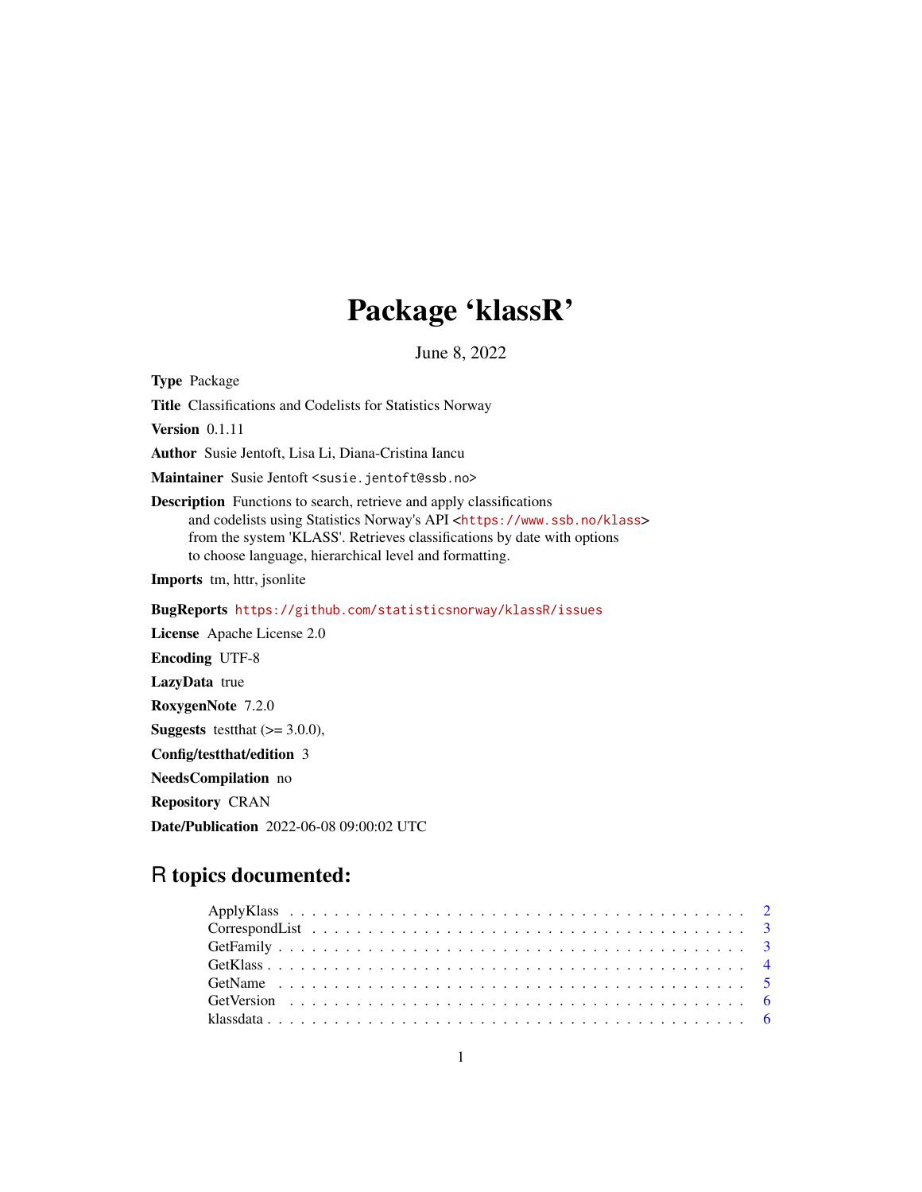# Package 'klassR'

June 8, 2022

**Type** Package

**Title** Classifications and Codelists for Statistics Norway

**Version** 0.1.11

**Author** Susie Jentoft, Lisa Li, Diana-Cristina Iancu

**Maintainer** Susie Jentoft <susie.jentoft@ssb.no>

**Description** Functions to search, retrieve and apply classifications and codelists using Statistics Norway's API <https://www.ssb.no/klass> from the system 'KLASS'. Retrieves classifications by date with options to choose language, hierarchical level and formatting.

**Imports** tm, httr, jsonlite

**BugReports** https://github.com/statisticsnorway/klassR/issues

**License** Apache License 2.0

**Encoding** UTF-8

**LazyData** true

**RoxygenNote** 7.2.0

**Suggests** testthat (>= 3.0.0),

**Config/testthat/edition** 3

**NeedsCompilation** no

**Repository** CRAN

**Date/Publication** 2022-06-08 09:00:02 UTC

## R topics documented:

- ApplyKlass . . . . . . . . . . . . . . . . . . . . . . . . . . . . . . . . . . . . . . . . 2
- CorrespondList . . . . . . . . . . . . . . . . . . . . . . . . . . . . . . . . . . . . . . 3
- GetFamily . . . . . . . . . . . . . . . . . . . . . . . . . . . . . . . . . . . . . . . . . 3
- GetKlass . . . . . . . . . . . . . . . . . . . . . . . . . . . . . . . . . . . . . . . . . . 4
- GetName . . . . . . . . . . . . . . . . . . . . . . . . . . . . . . . . . . . . . . . . . 5
- GetVersion . . . . . . . . . . . . . . . . . . . . . . . . . . . . . . . . . . . . . . . . 6
- klassdata . . . . . . . . . . . . . . . . . . . . . . . . . . . . . . . . . . . . . . . . . 6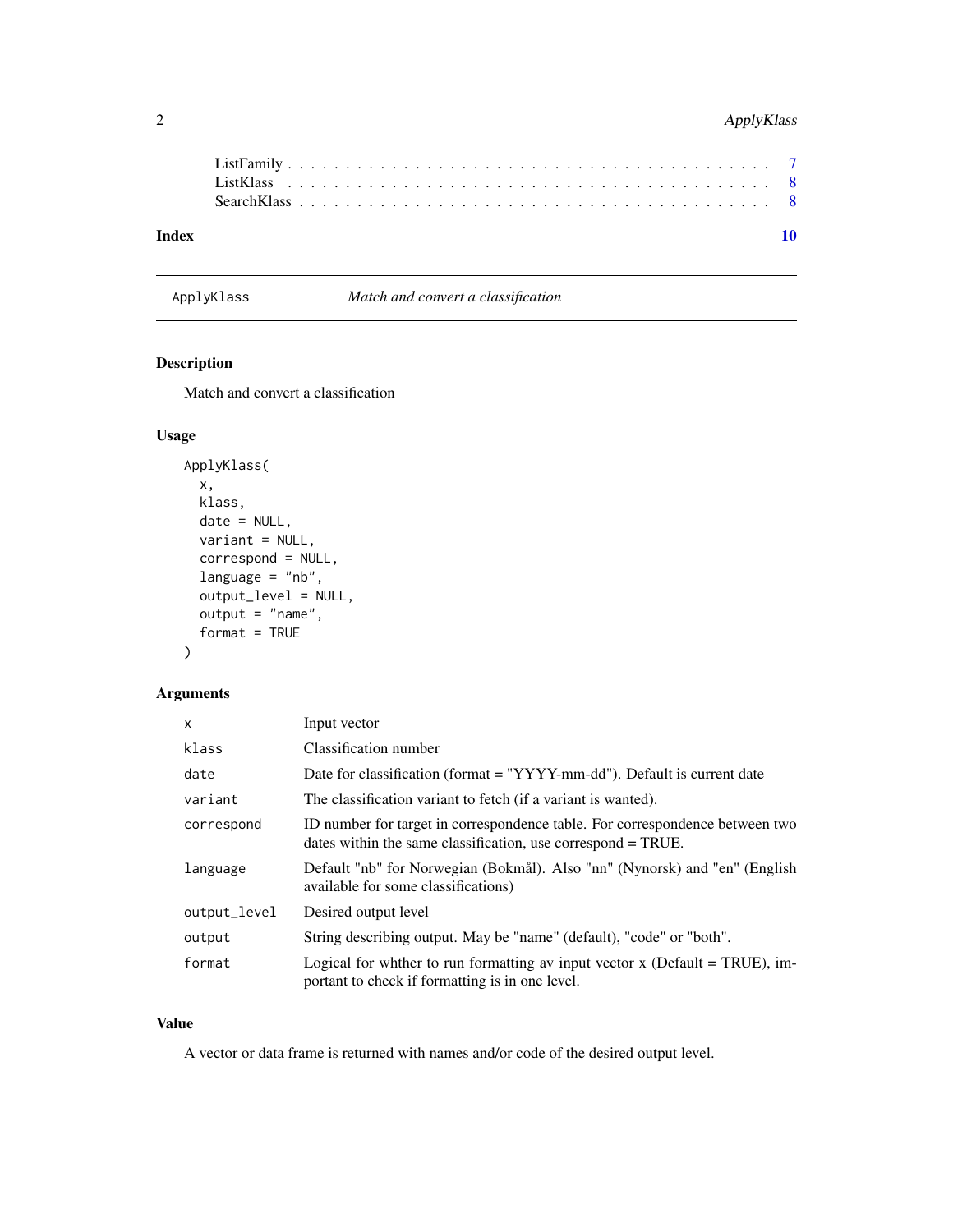ListFamily . . . . . . . . . . . . . . . . . . . . . . . . . . . . . . . . . . . . . . . 7
ListKlass . . . . . . . . . . . . . . . . . . . . . . . . . . . . . . . . . . . . . . . 8
SearchKlass . . . . . . . . . . . . . . . . . . . . . . . . . . . . . . . . . . . . . . . 8

**Index** 10

---

`ApplyKlass` *Match and convert a classification*

---

## Description

Match and convert a classification

## Usage

```
ApplyKlass(
  x,
  klass,
  date = NULL,
  variant = NULL,
  correspond = NULL,
  language = "nb",
  output_level = NULL,
  output = "name",
  format = TRUE
)
```

## Arguments

| | |
|---|---|
| `x` | Input vector |
| `klass` | Classification number |
| `date` | Date for classification (format = "YYYY-mm-dd"). Default is current date |
| `variant` | The classification variant to fetch (if a variant is wanted). |
| `correspond` | ID number for target in correspondence table. For correspondence between two dates within the same classification, use correspond = TRUE. |
| `language` | Default "nb" for Norwegian (Bokmål). Also "nn" (Nynorsk) and "en" (English available for some classifications) |
| `output_level` | Desired output level |
| `output` | String describing output. May be "name" (default), "code" or "both". |
| `format` | Logical for whther to run formatting av input vector x (Default = TRUE), important to check if formatting is in one level. |

## Value

A vector or data frame is returned with names and/or code of the desired output level.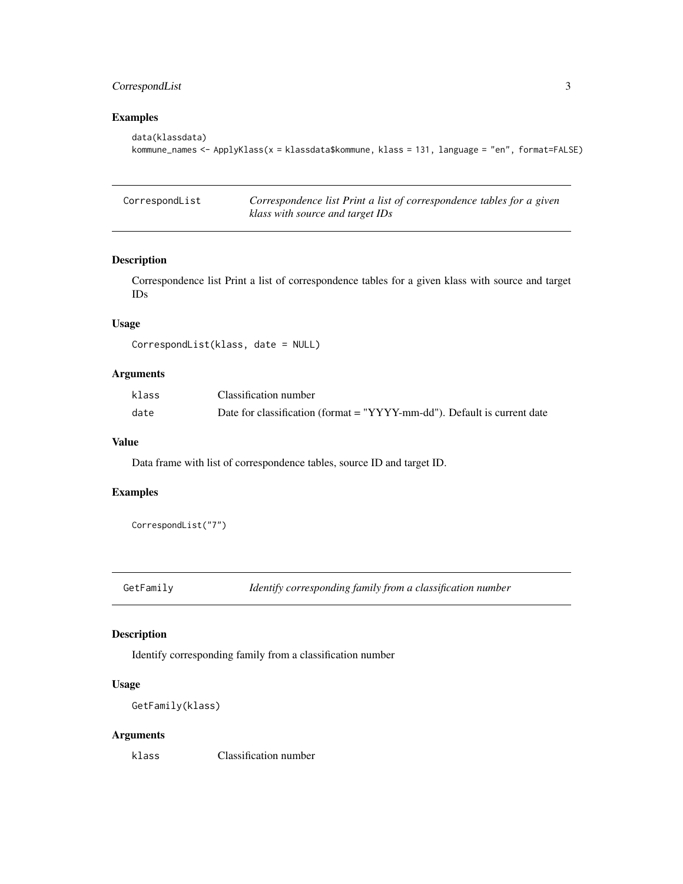## Examples

```
data(klassdata)
kommune_names <- ApplyKlass(x = klassdata$kommune, klass = 131, language = "en", format=FALSE)
```

---

# CorrespondList — *Correspondence list Print a list of correspondence tables for a given klass with source and target IDs*

## Description

Correspondence list Print a list of correspondence tables for a given klass with source and target IDs

## Usage

```
CorrespondList(klass, date = NULL)
```

## Arguments

| | |
|---|---|
| klass | Classification number |
| date | Date for classification (format = "YYYY-mm-dd"). Default is current date |

## Value

Data frame with list of correspondence tables, source ID and target ID.

## Examples

```
CorrespondList("7")
```

---

# GetFamily — *Identify corresponding family from a classification number*

## Description

Identify corresponding family from a classification number

## Usage

```
GetFamily(klass)
```

## Arguments

| | |
|---|---|
| klass | Classification number |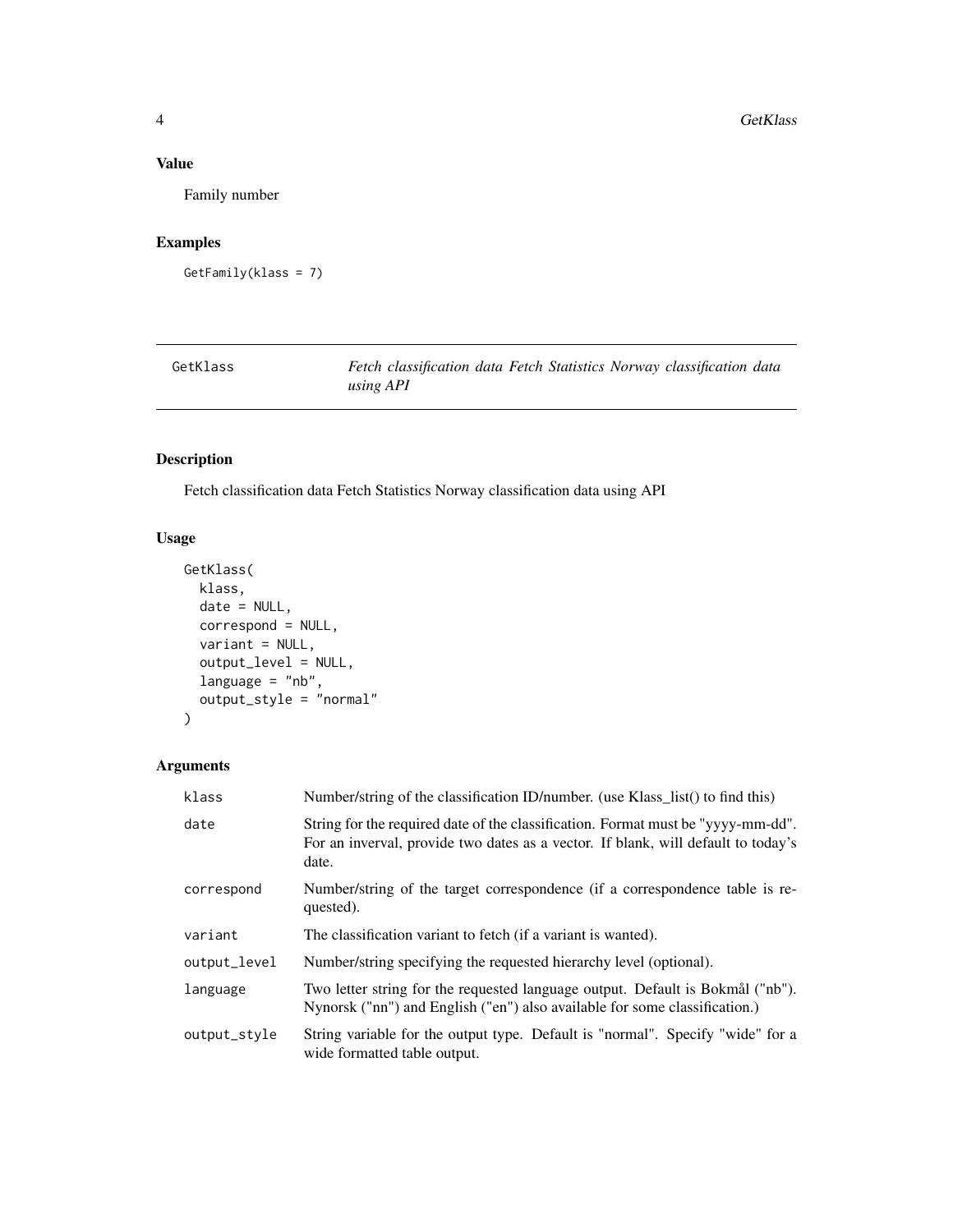### Value

Family number

### Examples

```
GetFamily(klass = 7)
```

---

## GetKlass — *Fetch classification data Fetch Statistics Norway classification data using API*

---

### Description

Fetch classification data Fetch Statistics Norway classification data using API

### Usage

```
GetKlass(
  klass,
  date = NULL,
  correspond = NULL,
  variant = NULL,
  output_level = NULL,
  language = "nb",
  output_style = "normal"
)
```

### Arguments

| | |
|---|---|
| `klass` | Number/string of the classification ID/number. (use Klass_list() to find this) |
| `date` | String for the required date of the classification. Format must be "yyyy-mm-dd". For an inverval, provide two dates as a vector. If blank, will default to today's date. |
| `correspond` | Number/string of the target correspondence (if a correspondence table is requested). |
| `variant` | The classification variant to fetch (if a variant is wanted). |
| `output_level` | Number/string specifying the requested hierarchy level (optional). |
| `language` | Two letter string for the requested language output. Default is Bokmål ("nb"). Nynorsk ("nn") and English ("en") also available for some classification.) |
| `output_style` | String variable for the output type. Default is "normal". Specify "wide" for a wide formatted table output. |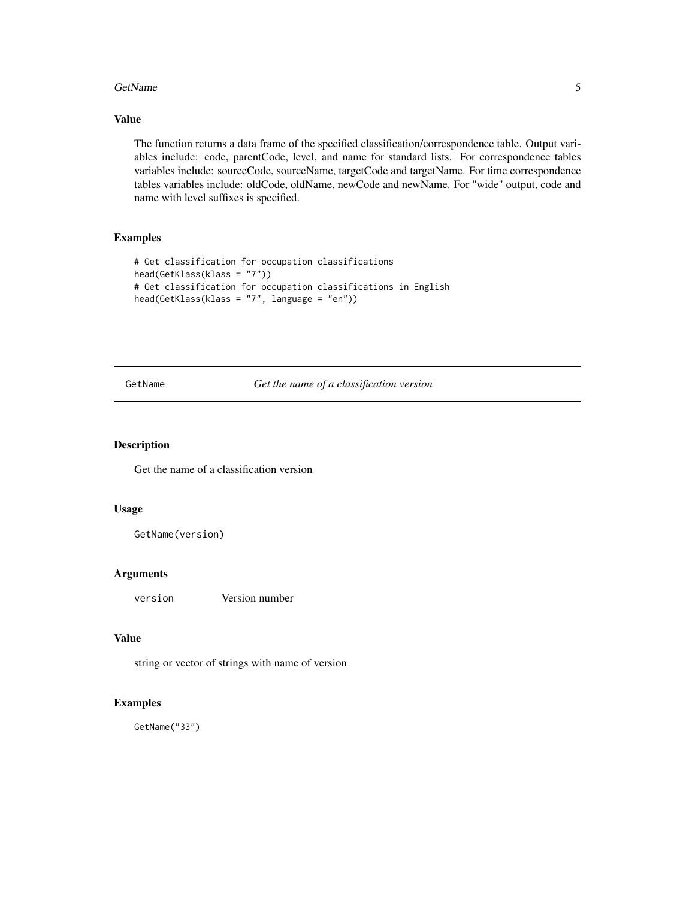## Value

The function returns a data frame of the specified classification/correspondence table. Output variables include: code, parentCode, level, and name for standard lists. For correspondence tables variables include: sourceCode, sourceName, targetCode and targetName. For time correspondence tables variables include: oldCode, oldName, newCode and newName. For "wide" output, code and name with level suffixes is specified.

## Examples

```
# Get classification for occupation classifications
head(GetKlass(klass = "7"))
# Get classification for occupation classifications in English
head(GetKlass(klass = "7", language = "en"))
```

---

# GetName — *Get the name of a classification version*

---

## Description

Get the name of a classification version

## Usage

```
GetName(version)
```

## Arguments

| | |
|---|---|
| `version` | Version number |

## Value

string or vector of strings with name of version

## Examples

```
GetName("33")
```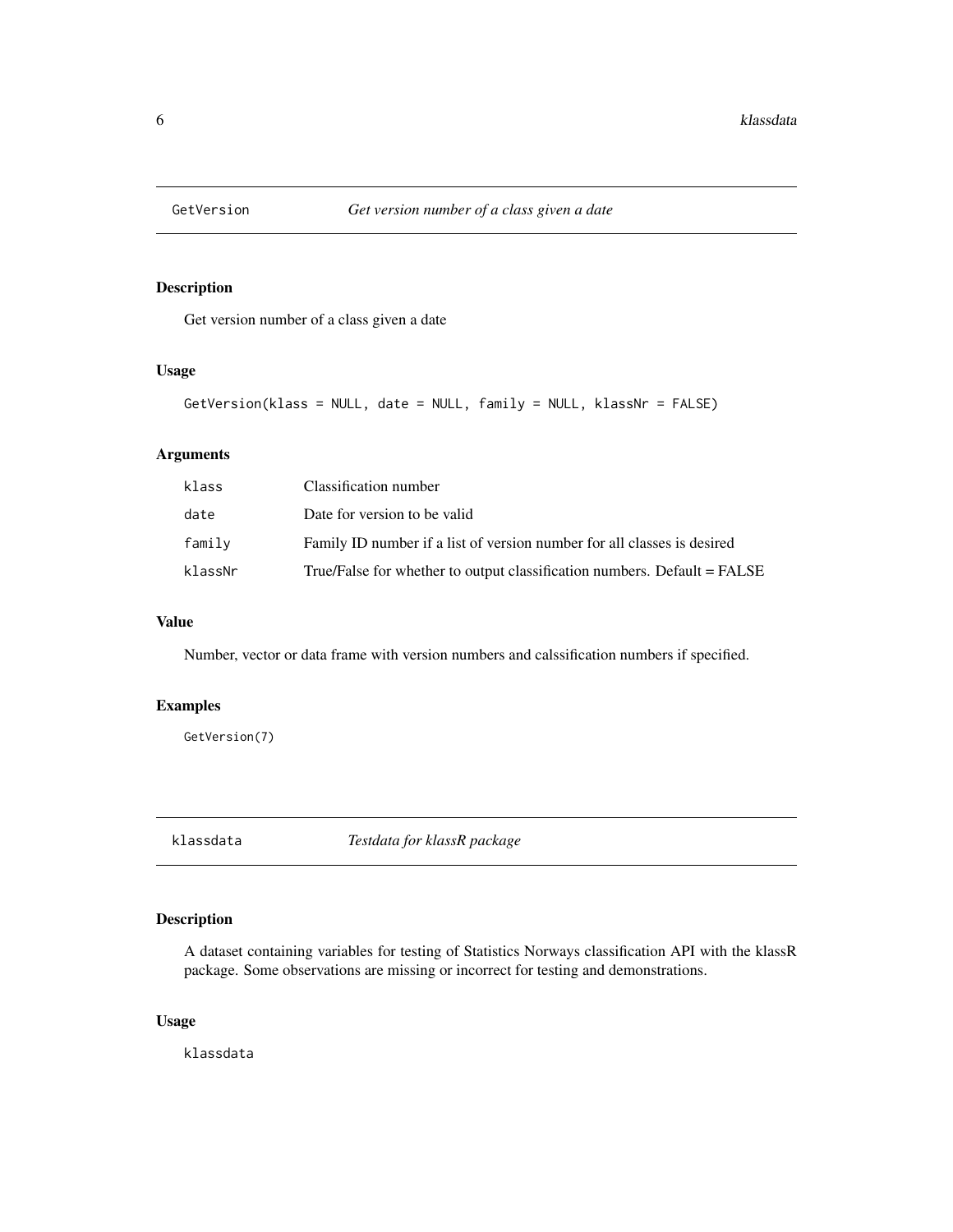## GetVersion — *Get version number of a class given a date*

### Description

Get version number of a class given a date

### Usage

```
GetVersion(klass = NULL, date = NULL, family = NULL, klassNr = FALSE)
```

### Arguments

| | |
|---|---|
| klass | Classification number |
| date | Date for version to be valid |
| family | Family ID number if a list of version number for all classes is desired |
| klassNr | True/False for whether to output classification numbers. Default = FALSE |

### Value

Number, vector or data frame with version numbers and calssification numbers if specified.

### Examples

```
GetVersion(7)
```

## klassdata — *Testdata for klassR package*

### Description

A dataset containing variables for testing of Statistics Norways classification API with the klassR package. Some observations are missing or incorrect for testing and demonstrations.

### Usage

```
klassdata
```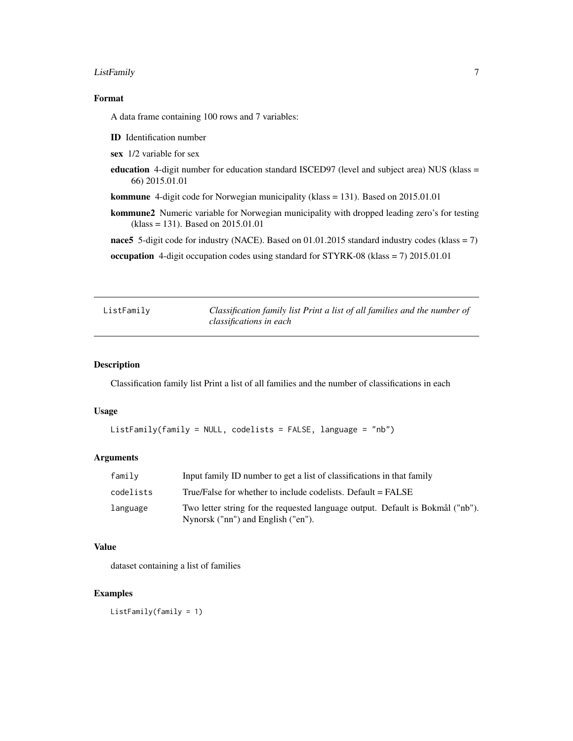### Format

A data frame containing 100 rows and 7 variables:

**ID** Identification number

**sex** 1/2 variable for sex

**education** 4-digit number for education standard ISCED97 (level and subject area) NUS (klass = 66) 2015.01.01

**kommune** 4-digit code for Norwegian municipality (klass = 131). Based on 2015.01.01

**kommune2** Numeric variable for Norwegian municipality with dropped leading zero's for testing (klass = 131). Based on 2015.01.01

**nace5** 5-digit code for industry (NACE). Based on 01.01.2015 standard industry codes (klass = 7)

**occupation** 4-digit occupation codes using standard for STYRK-08 (klass = 7) 2015.01.01

---

## ListFamily — *Classification family list Print a list of all families and the number of classifications in each*

### Description

Classification family list Print a list of all families and the number of classifications in each

### Usage

```
ListFamily(family = NULL, codelists = FALSE, language = "nb")
```

### Arguments

| | |
|---|---|
| family | Input family ID number to get a list of classifications in that family |
| codelists | True/False for whether to include codelists. Default = FALSE |
| language | Two letter string for the requested language output. Default is Bokmål ("nb"). Nynorsk ("nn") and English ("en"). |

### Value

dataset containing a list of families

### Examples

```
ListFamily(family = 1)
```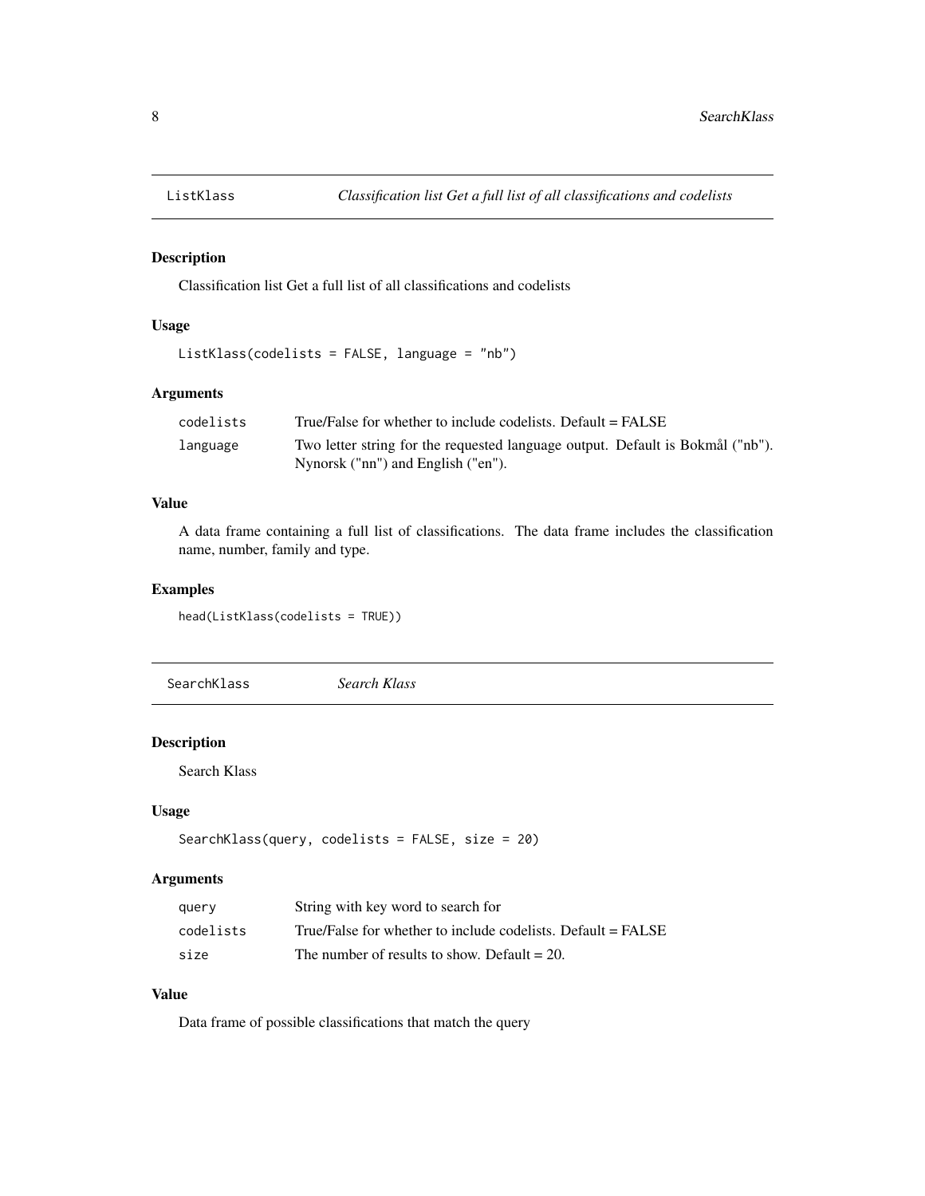## ListKlass *Classification list Get a full list of all classifications and codelists*

### Description

Classification list Get a full list of all classifications and codelists

### Usage

```
ListKlass(codelists = FALSE, language = "nb")
```

### Arguments

| | |
|---|---|
| codelists | True/False for whether to include codelists. Default = FALSE |
| language | Two letter string for the requested language output. Default is Bokmål ("nb"). Nynorsk ("nn") and English ("en"). |

### Value

A data frame containing a full list of classifications. The data frame includes the classification name, number, family and type.

### Examples

```
head(ListKlass(codelists = TRUE))
```

## SearchKlass *Search Klass*

### Description

Search Klass

### Usage

```
SearchKlass(query, codelists = FALSE, size = 20)
```

### Arguments

| | |
|---|---|
| query | String with key word to search for |
| codelists | True/False for whether to include codelists. Default = FALSE |
| size | The number of results to show. Default = 20. |

### Value

Data frame of possible classifications that match the query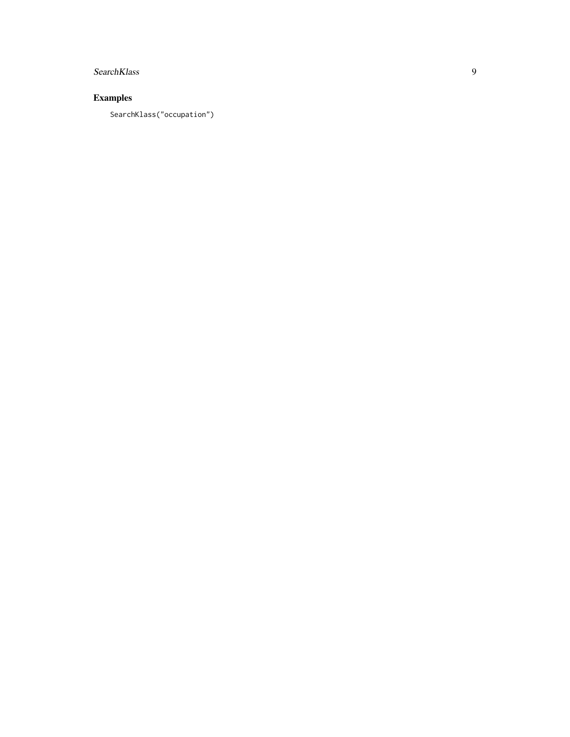## Examples

```
SearchKlass("occupation")
```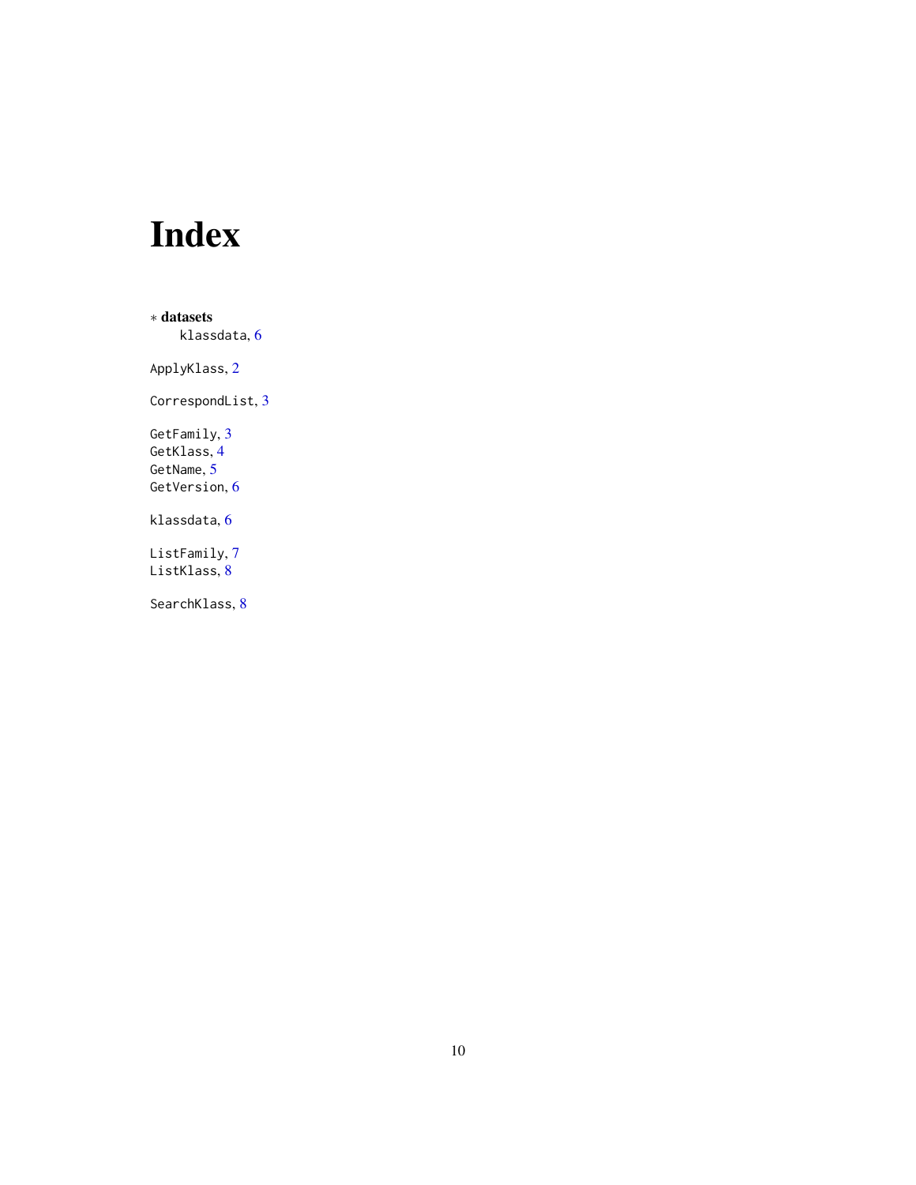# Index

∗ **datasets**
    klassdata, 6

ApplyKlass, 2

CorrespondList, 3

GetFamily, 3
GetKlass, 4
GetName, 5
GetVersion, 6

klassdata, 6

ListFamily, 7
ListKlass, 8

SearchKlass, 8